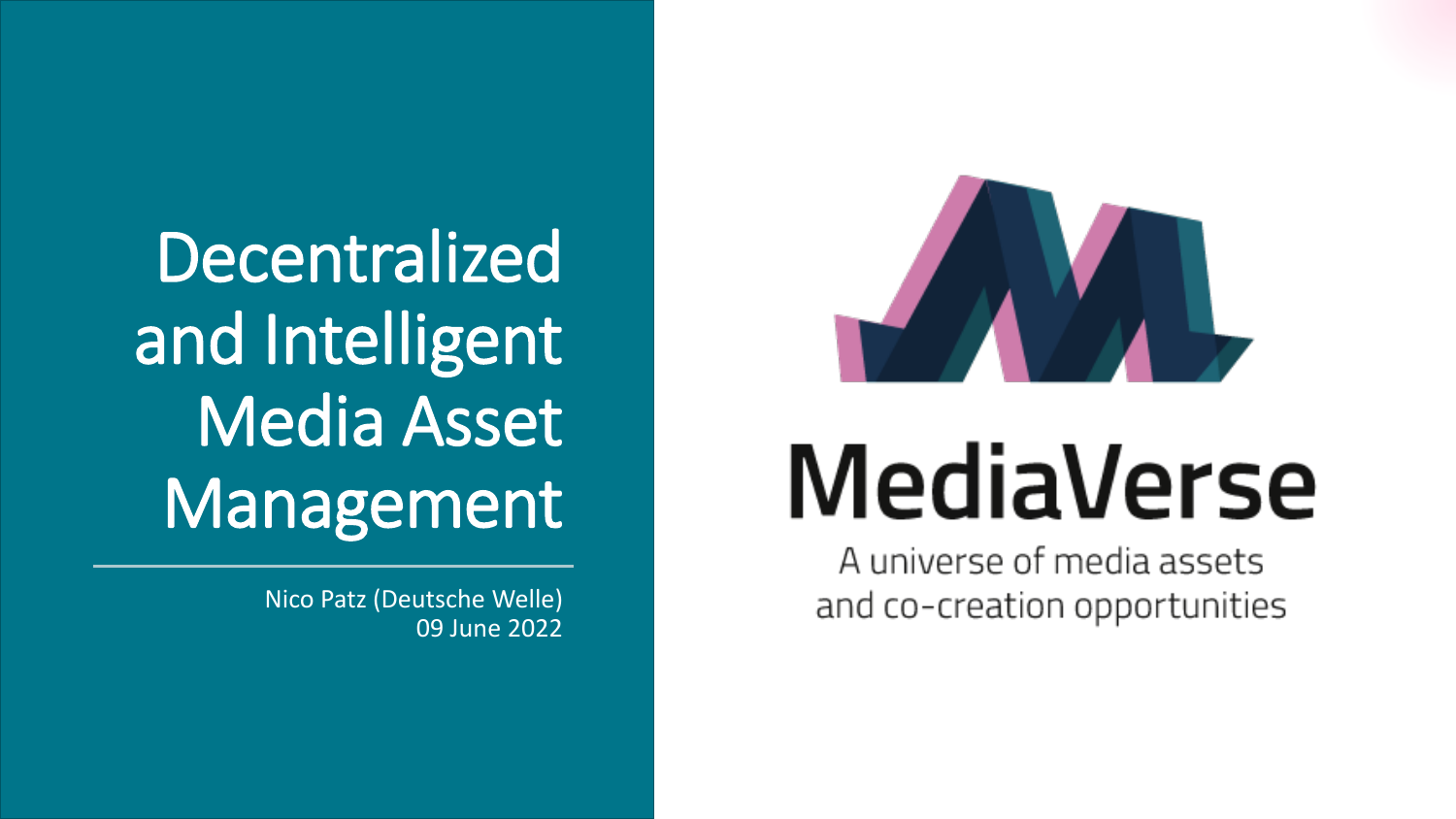# Decentralized and Intelligent Media Asset Management

Nico Patz (Deutsche Welle)
09 June 2022

MediaVerse

A universe of media assets
and co-creation opportunities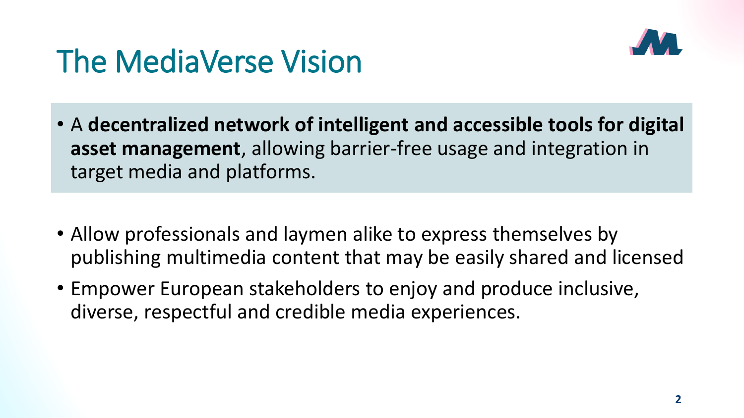# The MediaVerse Vision

- A **decentralized network of intelligent and accessible tools for digital asset management**, allowing barrier-free usage and integration in target media and platforms.

- Allow professionals and laymen alike to express themselves by publishing multimedia content that may be easily shared and licensed
- Empower European stakeholders to enjoy and produce inclusive, diverse, respectful and credible media experiences.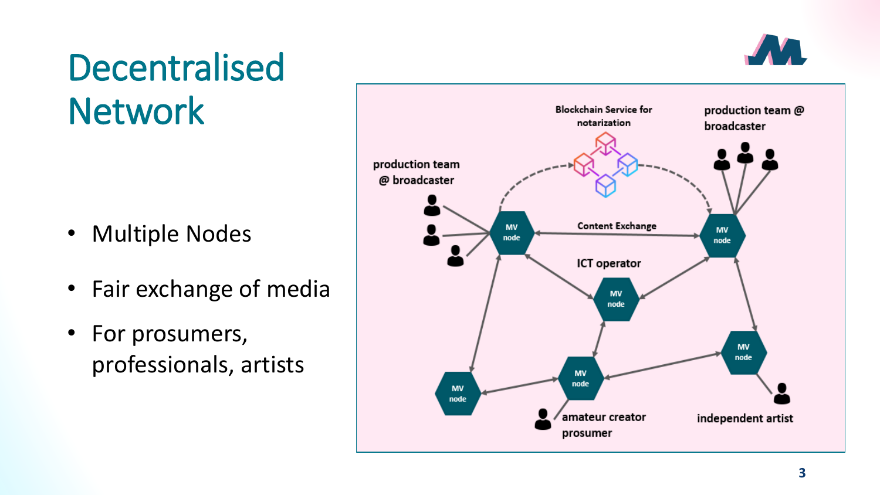# Decentralised Network

- Multiple Nodes
- Fair exchange of media
- For prosumers, professionals, artists

Blockchain Service for notarization

production team @ broadcaster

production team @ broadcaster

Content Exchange

ICT operator

MV node

amateur creator prosumer

independent artist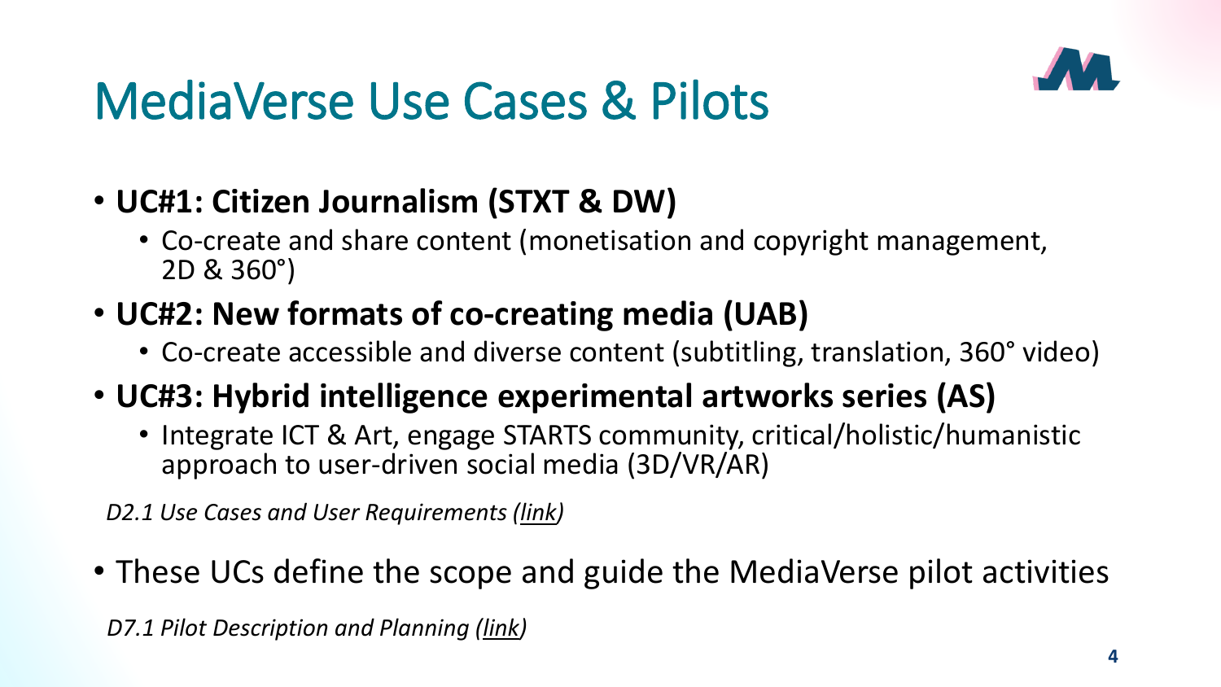# MediaVerse Use Cases & Pilots

- **UC#1: Citizen Journalism (STXT & DW)**
  - Co-create and share content (monetisation and copyright management, 2D & 360°)
- **UC#2: New formats of co-creating media (UAB)**
  - Co-create accessible and diverse content (subtitling, translation, 360° video)
- **UC#3: Hybrid intelligence experimental artworks series (AS)**
  - Integrate ICT & Art, engage STARTS community, critical/holistic/humanistic approach to user-driven social media (3D/VR/AR)

*D2.1 Use Cases and User Requirements (link)*

- These UCs define the scope and guide the MediaVerse pilot activities

*D7.1 Pilot Description and Planning (link)*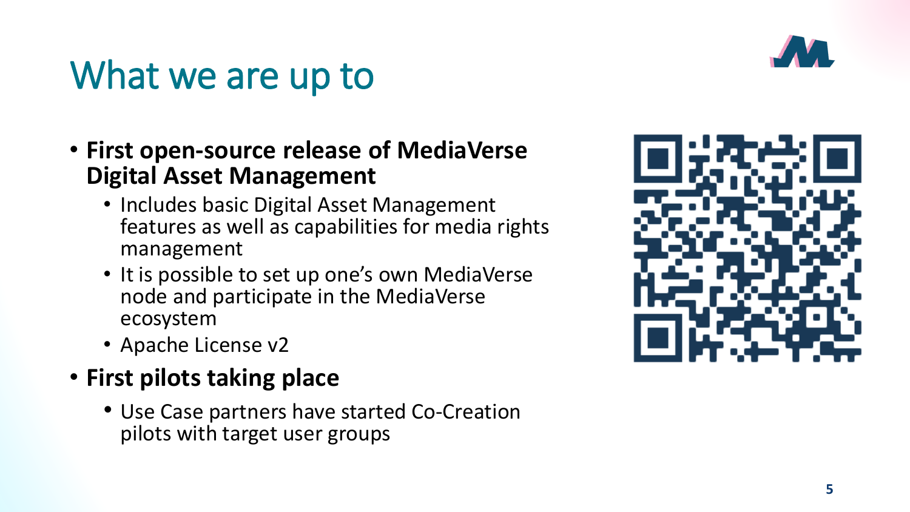# What we are up to

- **First open-source release of MediaVerse Digital Asset Management**
  - Includes basic Digital Asset Management features as well as capabilities for media rights management
  - It is possible to set up one's own MediaVerse node and participate in the MediaVerse ecosystem
  - Apache License v2
- **First pilots taking place**
  - Use Case partners have started Co-Creation pilots with target user groups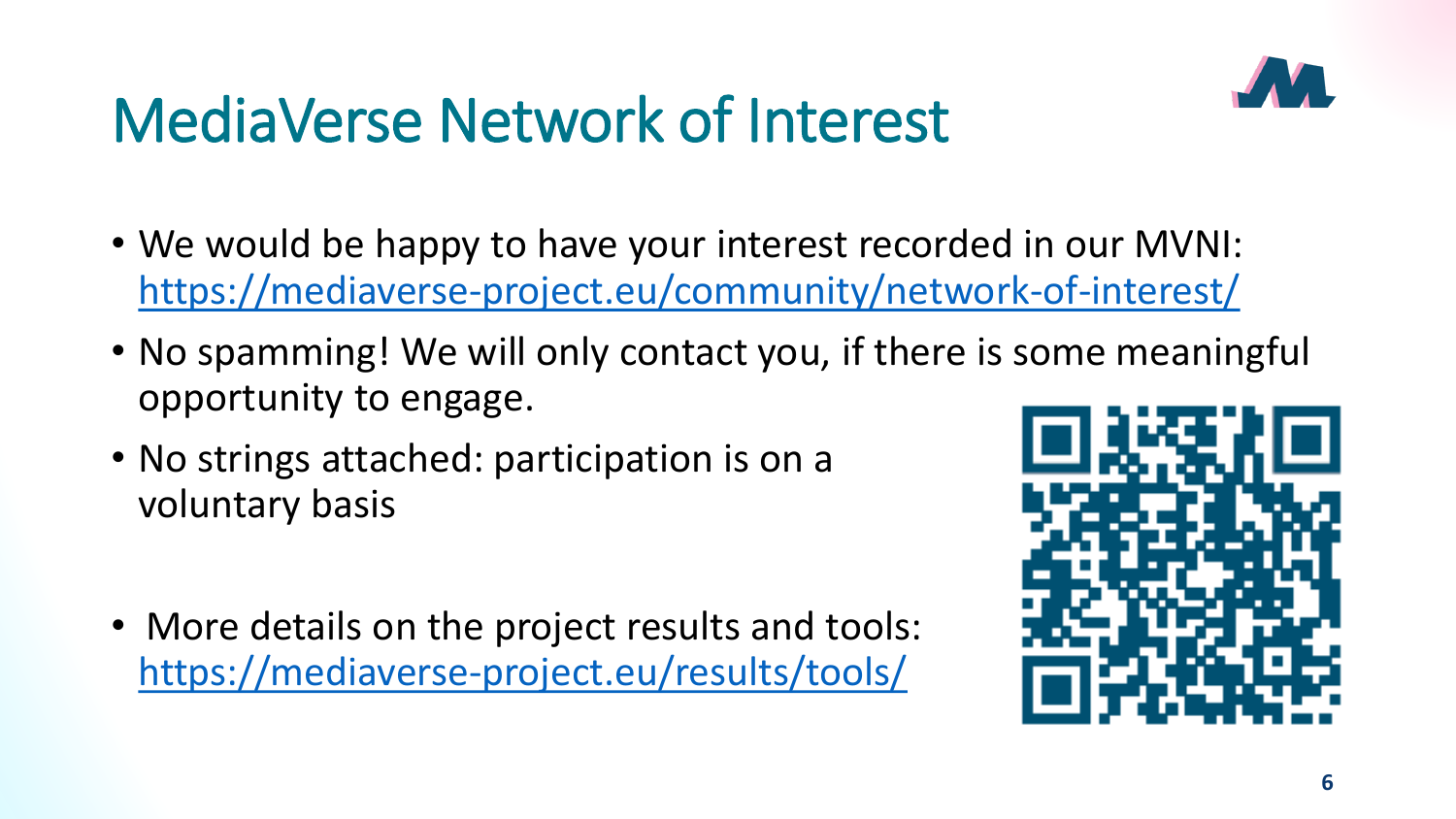# MediaVerse Network of Interest

- We would be happy to have your interest recorded in our MVNI: https://mediaverse-project.eu/community/network-of-interest/
- No spamming! We will only contact you, if there is some meaningful opportunity to engage.
- No strings attached: participation is on a voluntary basis
- More details on the project results and tools: https://mediaverse-project.eu/results/tools/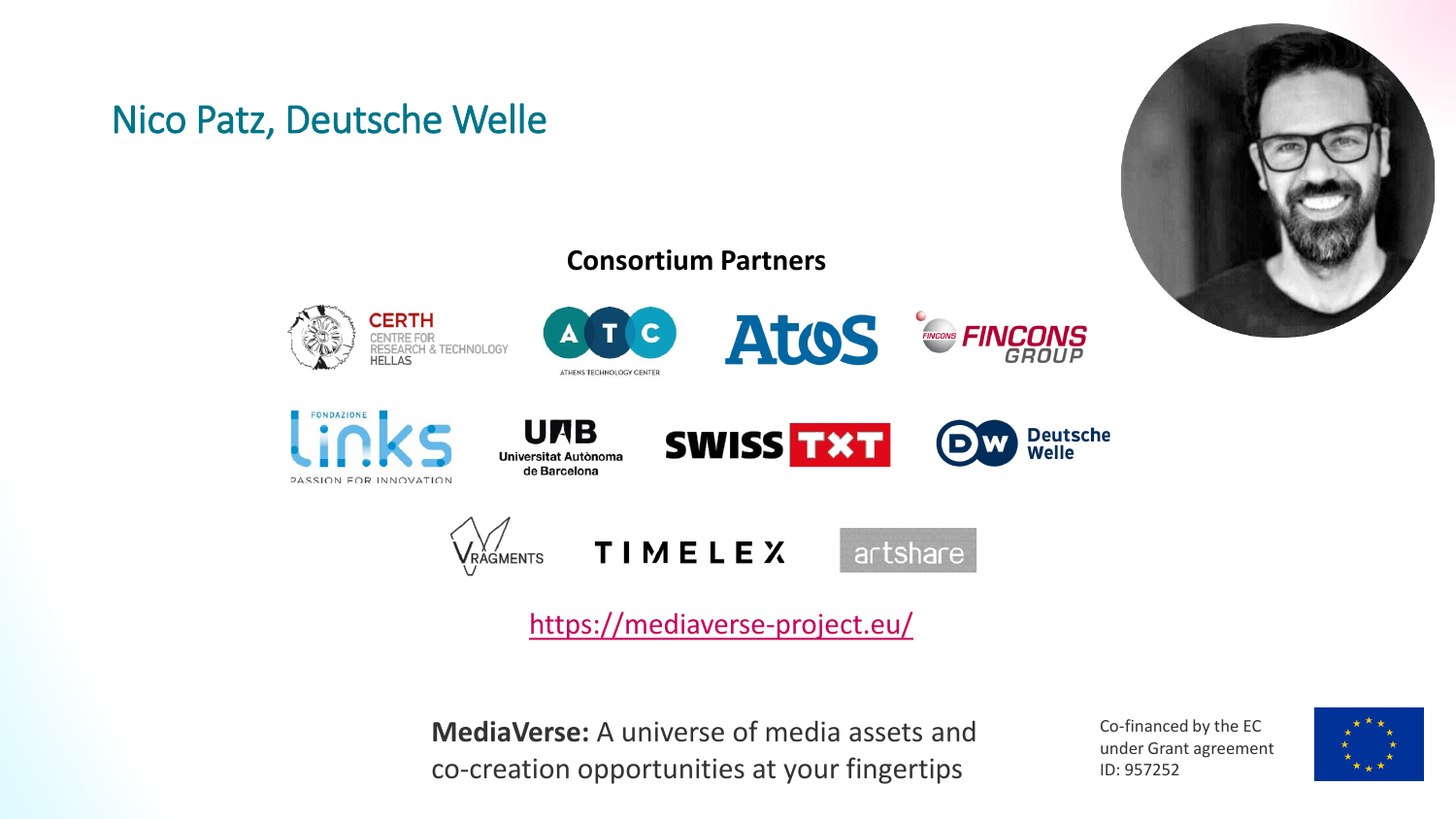# Nico Patz, Deutsche Welle

**Consortium Partners**

CERTH CENTRE FOR RESEARCH & TECHNOLOGY HELLAS

ATC ATHENS TECHNOLOGY CENTER

Atos

FINCONS GROUP

FONDAZIONE LINKS PASSION FOR INNOVATION

UAB Universitat Autònoma de Barcelona

SWISS TXT

DW Deutsche Welle

VRAGMENTS

TIMELEX

artshare

https://mediaverse-project.eu/

**MediaVerse:** A universe of media assets and co-creation opportunities at your fingertips

Co-financed by the EC under Grant agreement ID: 957252